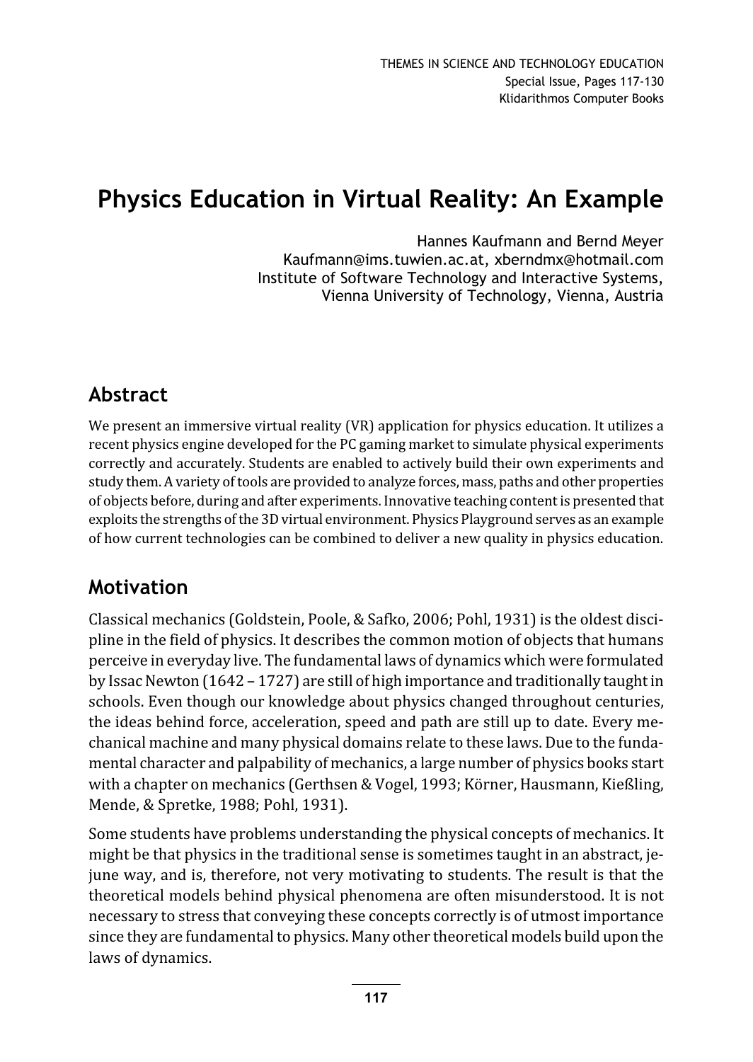# Physics Education in Virtual Reality: An Example

Hannes Kaufmann and Bernd Meyer
Kaufmann@ims.tuwien.ac.at, xberndmx@hotmail.com
Institute of Software Technology and Interactive Systems,
Vienna University of Technology, Vienna, Austria

## Abstract

We present an immersive virtual reality (VR) application for physics education. It utilizes a recent physics engine developed for the PC gaming market to simulate physical experiments correctly and accurately. Students are enabled to actively build their own experiments and study them. A variety of tools are provided to analyze forces, mass, paths and other properties of objects before, during and after experiments. Innovative teaching content is presented that exploits the strengths of the 3D virtual environment. Physics Playground serves as an example of how current technologies can be combined to deliver a new quality in physics education.

## Motivation

Classical mechanics (Goldstein, Poole, & Safko, 2006; Pohl, 1931) is the oldest discipline in the field of physics. It describes the common motion of objects that humans perceive in everyday live. The fundamental laws of dynamics which were formulated by Issac Newton (1642 – 1727) are still of high importance and traditionally taught in schools. Even though our knowledge about physics changed throughout centuries, the ideas behind force, acceleration, speed and path are still up to date. Every mechanical machine and many physical domains relate to these laws. Due to the fundamental character and palpability of mechanics, a large number of physics books start with a chapter on mechanics (Gerthsen & Vogel, 1993; Körner, Hausmann, Kießling, Mende, & Spretke, 1988; Pohl, 1931).

Some students have problems understanding the physical concepts of mechanics. It might be that physics in the traditional sense is sometimes taught in an abstract, jejune way, and is, therefore, not very motivating to students. The result is that the theoretical models behind physical phenomena are often misunderstood. It is not necessary to stress that conveying these concepts correctly is of utmost importance since they are fundamental to physics. Many other theoretical models build upon the laws of dynamics.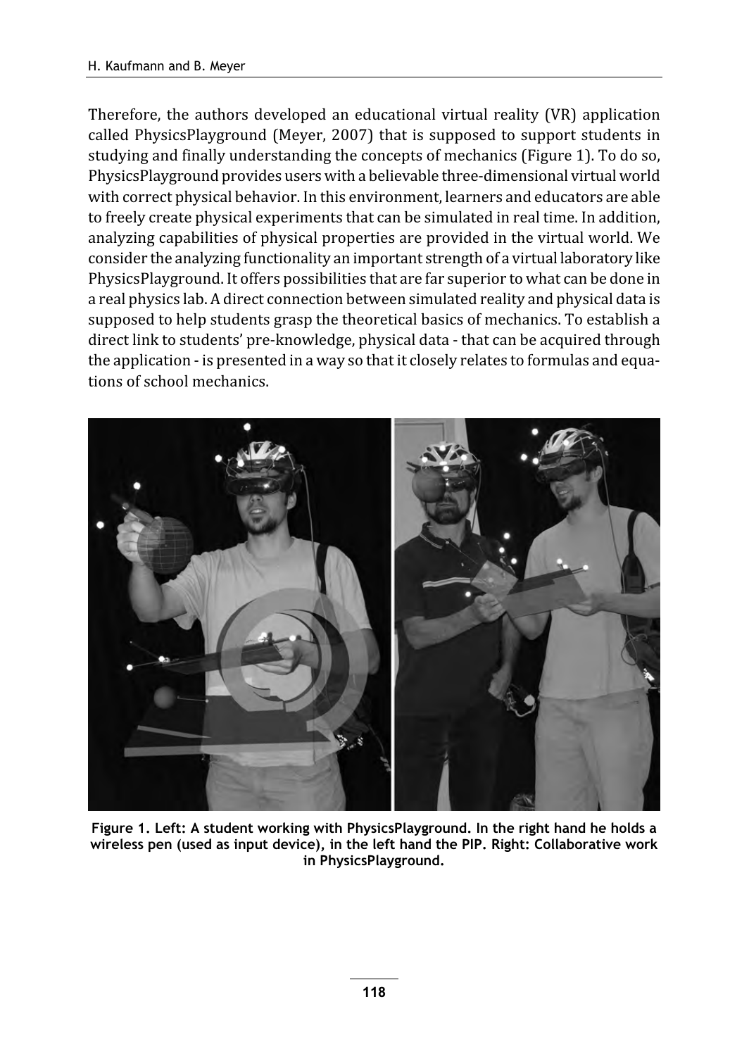Therefore, the authors developed an educational virtual reality (VR) application called PhysicsPlayground (Meyer, 2007) that is supposed to support students in studying and finally understanding the concepts of mechanics (Figure 1). To do so, PhysicsPlayground provides users with a believable three-dimensional virtual world with correct physical behavior. In this environment, learners and educators are able to freely create physical experiments that can be simulated in real time. In addition, analyzing capabilities of physical properties are provided in the virtual world. We consider the analyzing functionality an important strength of a virtual laboratory like PhysicsPlayground. It offers possibilities that are far superior to what can be done in a real physics lab. A direct connection between simulated reality and physical data is supposed to help students grasp the theoretical basics of mechanics. To establish a direct link to students' pre-knowledge, physical data - that can be acquired through the application - is presented in a way so that it closely relates to formulas and equations of school mechanics.

**Figure 1. Left: A student working with PhysicsPlayground. In the right hand he holds a wireless pen (used as input device), in the left hand the PIP. Right: Collaborative work in PhysicsPlayground.**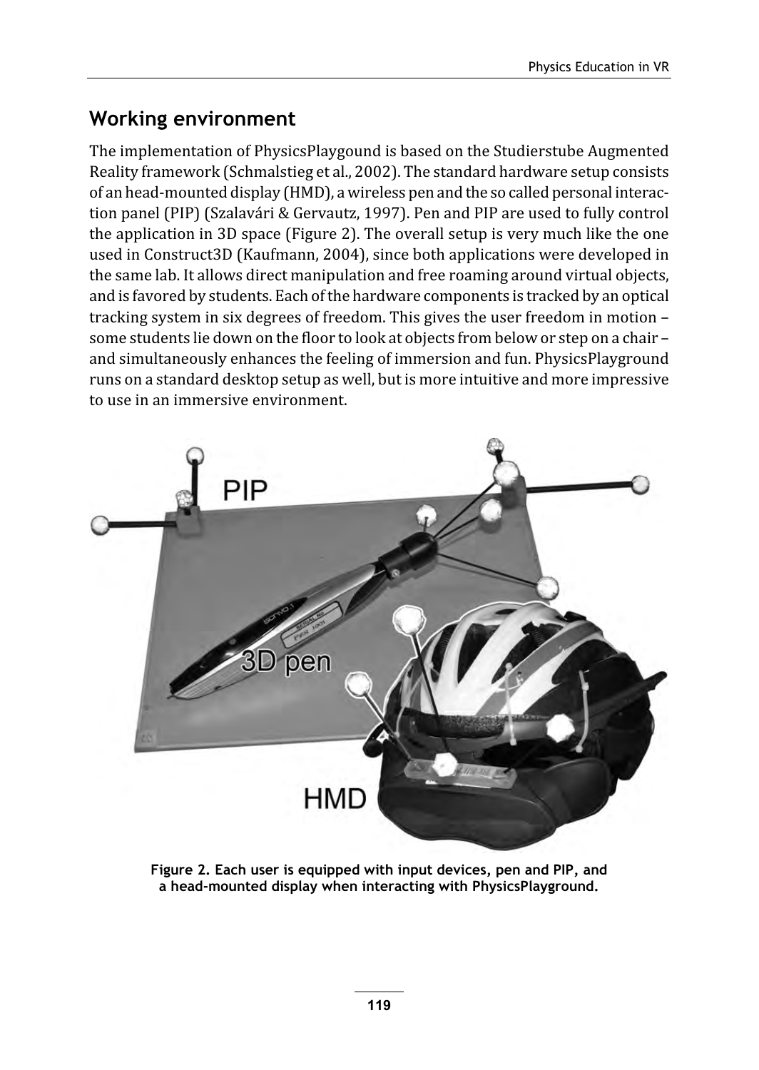## Working environment

The implementation of PhysicsPlaygound is based on the Studierstube Augmented Reality framework (Schmalstieg et al., 2002). The standard hardware setup consists of an head-mounted display (HMD), a wireless pen and the so called personal interaction panel (PIP) (Szalavári & Gervautz, 1997). Pen and PIP are used to fully control the application in 3D space (Figure 2). The overall setup is very much like the one used in Construct3D (Kaufmann, 2004), since both applications were developed in the same lab. It allows direct manipulation and free roaming around virtual objects, and is favored by students. Each of the hardware components is tracked by an optical tracking system in six degrees of freedom. This gives the user freedom in motion – some students lie down on the floor to look at objects from below or step on a chair – and simultaneously enhances the feeling of immersion and fun. PhysicsPlayground runs on a standard desktop setup as well, but is more intuitive and more impressive to use in an immersive environment.

**Figure 2. Each user is equipped with input devices, pen and PIP, and a head-mounted display when interacting with PhysicsPlayground.**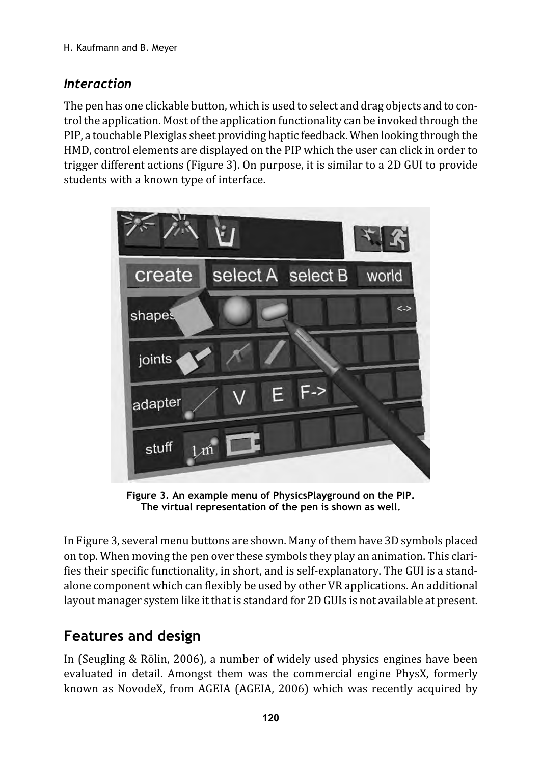### *Interaction*

The pen has one clickable button, which is used to select and drag objects and to control the application. Most of the application functionality can be invoked through the PIP, a touchable Plexiglas sheet providing haptic feedback. When looking through the HMD, control elements are displayed on the PIP which the user can click in order to trigger different actions (Figure 3). On purpose, it is similar to a 2D GUI to provide students with a known type of interface.

**Figure 3. An example menu of PhysicsPlayground on the PIP. The virtual representation of the pen is shown as well.**

In Figure 3, several menu buttons are shown. Many of them have 3D symbols placed on top. When moving the pen over these symbols they play an animation. This clarifies their specific functionality, in short, and is self-explanatory. The GUI is a stand-alone component which can flexibly be used by other VR applications. An additional layout manager system like it that is standard for 2D GUIs is not available at present.

## Features and design

In (Seugling & Rölin, 2006), a number of widely used physics engines have been evaluated in detail. Amongst them was the commercial engine PhysX, formerly known as NovodeX, from AGEIA (AGEIA, 2006) which was recently acquired by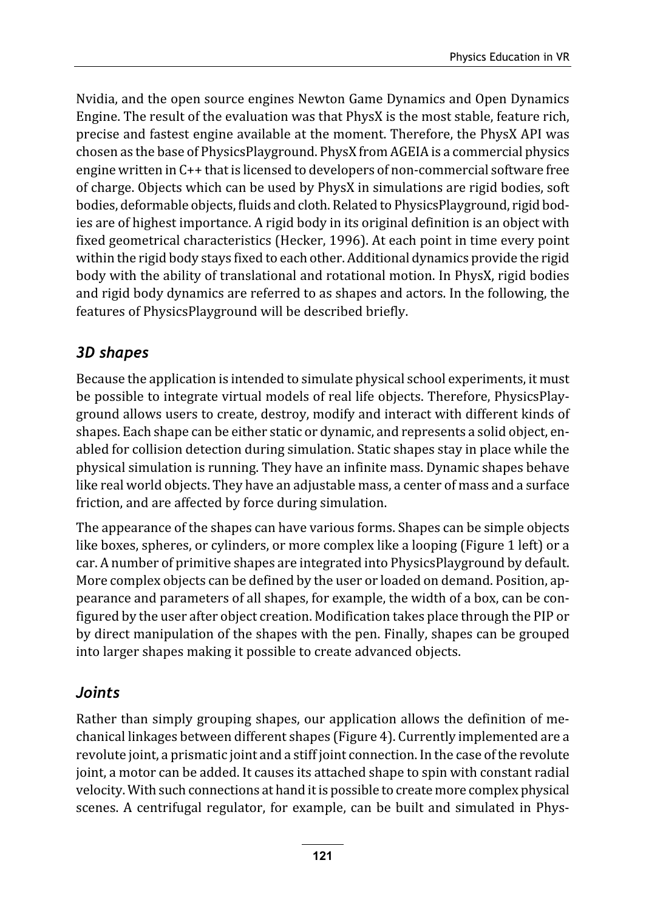Nvidia, and the open source engines Newton Game Dynamics and Open Dynamics Engine. The result of the evaluation was that PhysX is the most stable, feature rich, precise and fastest engine available at the moment. Therefore, the PhysX API was chosen as the base of PhysicsPlayground. PhysX from AGEIA is a commercial physics engine written in C++ that is licensed to developers of non-commercial software free of charge. Objects which can be used by PhysX in simulations are rigid bodies, soft bodies, deformable objects, fluids and cloth. Related to PhysicsPlayground, rigid bodies are of highest importance. A rigid body in its original definition is an object with fixed geometrical characteristics (Hecker, 1996). At each point in time every point within the rigid body stays fixed to each other. Additional dynamics provide the rigid body with the ability of translational and rotational motion. In PhysX, rigid bodies and rigid body dynamics are referred to as shapes and actors. In the following, the features of PhysicsPlayground will be described briefly.

## *3D shapes*

Because the application is intended to simulate physical school experiments, it must be possible to integrate virtual models of real life objects. Therefore, PhysicsPlayground allows users to create, destroy, modify and interact with different kinds of shapes. Each shape can be either static or dynamic, and represents a solid object, enabled for collision detection during simulation. Static shapes stay in place while the physical simulation is running. They have an infinite mass. Dynamic shapes behave like real world objects. They have an adjustable mass, a center of mass and a surface friction, and are affected by force during simulation.

The appearance of the shapes can have various forms. Shapes can be simple objects like boxes, spheres, or cylinders, or more complex like a looping (Figure 1 left) or a car. A number of primitive shapes are integrated into PhysicsPlayground by default. More complex objects can be defined by the user or loaded on demand. Position, appearance and parameters of all shapes, for example, the width of a box, can be configured by the user after object creation. Modification takes place through the PIP or by direct manipulation of the shapes with the pen. Finally, shapes can be grouped into larger shapes making it possible to create advanced objects.

## *Joints*

Rather than simply grouping shapes, our application allows the definition of mechanical linkages between different shapes (Figure 4). Currently implemented are a revolute joint, a prismatic joint and a stiff joint connection. In the case of the revolute joint, a motor can be added. It causes its attached shape to spin with constant radial velocity. With such connections at hand it is possible to create more complex physical scenes. A centrifugal regulator, for example, can be built and simulated in Phys-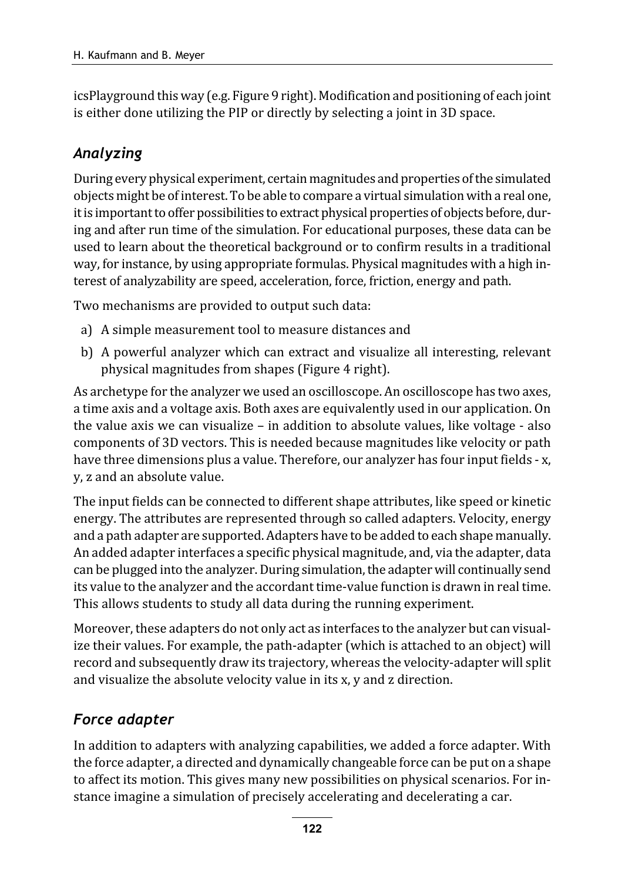icsPlayground this way (e.g. Figure 9 right). Modification and positioning of each joint is either done utilizing the PIP or directly by selecting a joint in 3D space.

## *Analyzing*

During every physical experiment, certain magnitudes and properties of the simulated objects might be of interest. To be able to compare a virtual simulation with a real one, it is important to offer possibilities to extract physical properties of objects before, during and after run time of the simulation. For educational purposes, these data can be used to learn about the theoretical background or to confirm results in a traditional way, for instance, by using appropriate formulas. Physical magnitudes with a high interest of analyzability are speed, acceleration, force, friction, energy and path.

Two mechanisms are provided to output such data:

a) A simple measurement tool to measure distances and
b) A powerful analyzer which can extract and visualize all interesting, relevant physical magnitudes from shapes (Figure 4 right).

As archetype for the analyzer we used an oscilloscope. An oscilloscope has two axes, a time axis and a voltage axis. Both axes are equivalently used in our application. On the value axis we can visualize – in addition to absolute values, like voltage - also components of 3D vectors. This is needed because magnitudes like velocity or path have three dimensions plus a value. Therefore, our analyzer has four input fields - x, y, z and an absolute value.

The input fields can be connected to different shape attributes, like speed or kinetic energy. The attributes are represented through so called adapters. Velocity, energy and a path adapter are supported. Adapters have to be added to each shape manually. An added adapter interfaces a specific physical magnitude, and, via the adapter, data can be plugged into the analyzer. During simulation, the adapter will continually send its value to the analyzer and the accordant time-value function is drawn in real time. This allows students to study all data during the running experiment.

Moreover, these adapters do not only act as interfaces to the analyzer but can visualize their values. For example, the path-adapter (which is attached to an object) will record and subsequently draw its trajectory, whereas the velocity-adapter will split and visualize the absolute velocity value in its x, y and z direction.

## *Force adapter*

In addition to adapters with analyzing capabilities, we added a force adapter. With the force adapter, a directed and dynamically changeable force can be put on a shape to affect its motion. This gives many new possibilities on physical scenarios. For instance imagine a simulation of precisely accelerating and decelerating a car.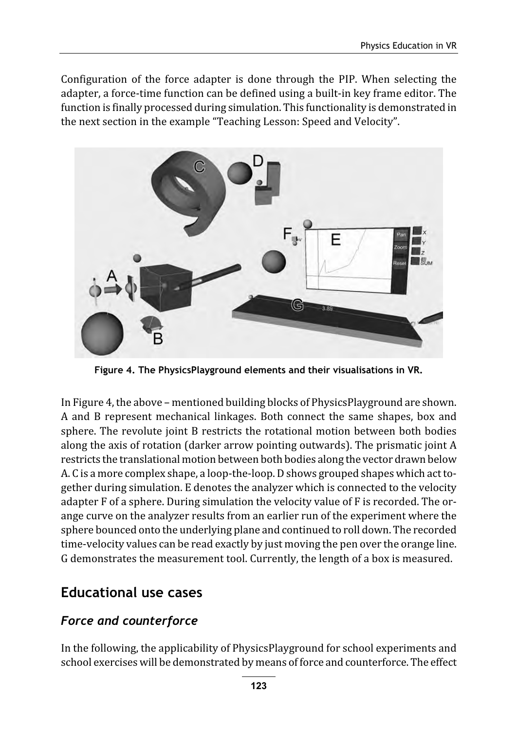Configuration of the force adapter is done through the PIP. When selecting the adapter, a force-time function can be defined using a built-in key frame editor. The function is finally processed during simulation. This functionality is demonstrated in the next section in the example "Teaching Lesson: Speed and Velocity".

**Figure 4. The PhysicsPlayground elements and their visualisations in VR.**

In Figure 4, the above – mentioned building blocks of PhysicsPlayground are shown. A and B represent mechanical linkages. Both connect the same shapes, box and sphere. The revolute joint B restricts the rotational motion between both bodies along the axis of rotation (darker arrow pointing outwards). The prismatic joint A restricts the translational motion between both bodies along the vector drawn below A. C is a more complex shape, a loop-the-loop. D shows grouped shapes which act together during simulation. E denotes the analyzer which is connected to the velocity adapter F of a sphere. During simulation the velocity value of F is recorded. The orange curve on the analyzer results from an earlier run of the experiment where the sphere bounced onto the underlying plane and continued to roll down. The recorded time-velocity values can be read exactly by just moving the pen over the orange line. G demonstrates the measurement tool. Currently, the length of a box is measured.

## Educational use cases

### *Force and counterforce*

In the following, the applicability of PhysicsPlayground for school experiments and school exercises will be demonstrated by means of force and counterforce. The effect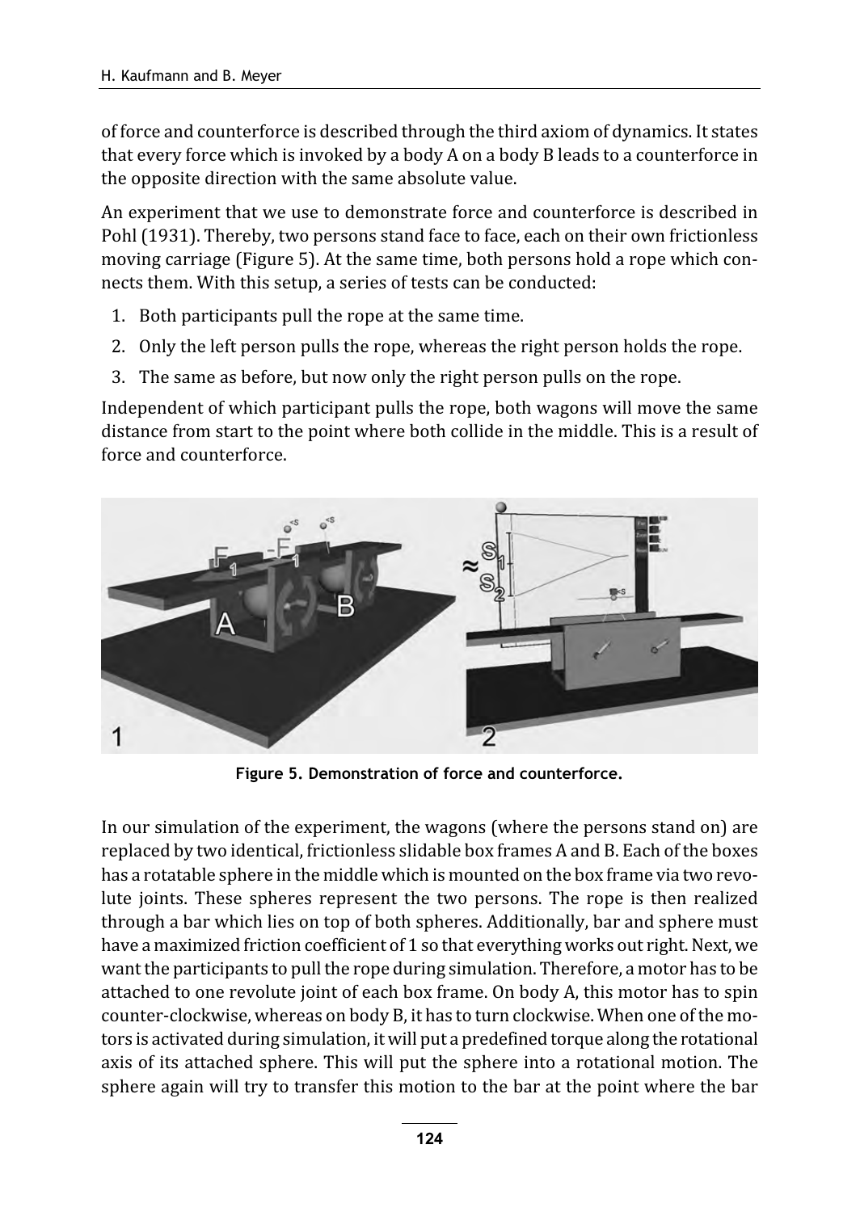of force and counterforce is described through the third axiom of dynamics. It states that every force which is invoked by a body A on a body B leads to a counterforce in the opposite direction with the same absolute value.

An experiment that we use to demonstrate force and counterforce is described in Pohl (1931). Thereby, two persons stand face to face, each on their own frictionless moving carriage (Figure 5). At the same time, both persons hold a rope which connects them. With this setup, a series of tests can be conducted:

1. Both participants pull the rope at the same time.
2. Only the left person pulls the rope, whereas the right person holds the rope.
3. The same as before, but now only the right person pulls on the rope.

Independent of which participant pulls the rope, both wagons will move the same distance from start to the point where both collide in the middle. This is a result of force and counterforce.

**Figure 5. Demonstration of force and counterforce.**

In our simulation of the experiment, the wagons (where the persons stand on) are replaced by two identical, frictionless slidable box frames A and B. Each of the boxes has a rotatable sphere in the middle which is mounted on the box frame via two revolute joints. These spheres represent the two persons. The rope is then realized through a bar which lies on top of both spheres. Additionally, bar and sphere must have a maximized friction coefficient of 1 so that everything works out right. Next, we want the participants to pull the rope during simulation. Therefore, a motor has to be attached to one revolute joint of each box frame. On body A, this motor has to spin counter-clockwise, whereas on body B, it has to turn clockwise. When one of the motors is activated during simulation, it will put a predefined torque along the rotational axis of its attached sphere. This will put the sphere into a rotational motion. The sphere again will try to transfer this motion to the bar at the point where the bar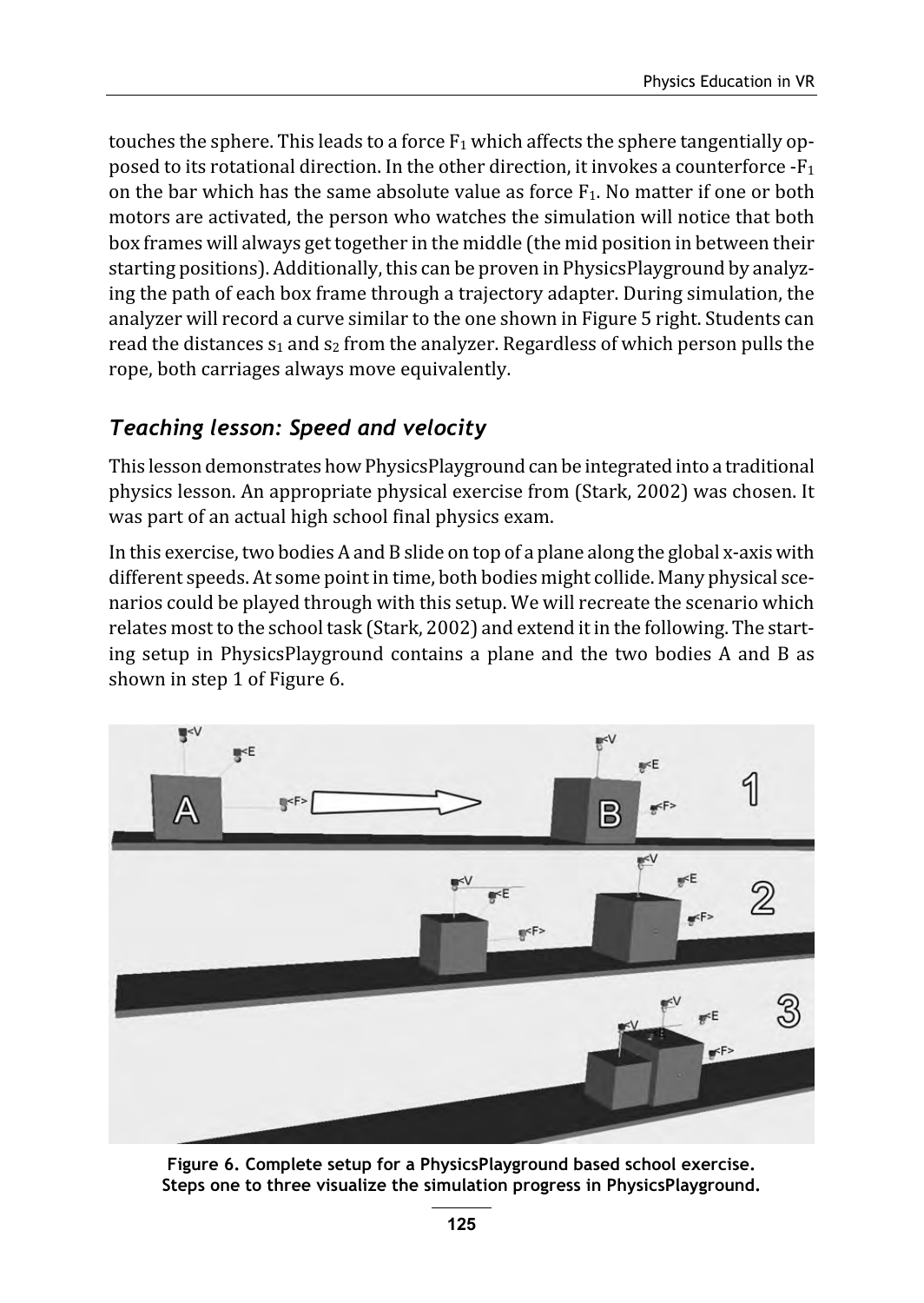touches the sphere. This leads to a force $F_1$ which affects the sphere tangentially opposed to its rotational direction. In the other direction, it invokes a counterforce $-F_1$ on the bar which has the same absolute value as force $F_1$. No matter if one or both motors are activated, the person who watches the simulation will notice that both box frames will always get together in the middle (the mid position in between their starting positions). Additionally, this can be proven in PhysicsPlayground by analyzing the path of each box frame through a trajectory adapter. During simulation, the analyzer will record a curve similar to the one shown in Figure 5 right. Students can read the distances $s_1$ and $s_2$ from the analyzer. Regardless of which person pulls the rope, both carriages always move equivalently.

## *Teaching lesson: Speed and velocity*

This lesson demonstrates how PhysicsPlayground can be integrated into a traditional physics lesson. An appropriate physical exercise from (Stark, 2002) was chosen. It was part of an actual high school final physics exam.

In this exercise, two bodies A and B slide on top of a plane along the global x-axis with different speeds. At some point in time, both bodies might collide. Many physical scenarios could be played through with this setup. We will recreate the scenario which relates most to the school task (Stark, 2002) and extend it in the following. The starting setup in PhysicsPlayground contains a plane and the two bodies A and B as shown in step 1 of Figure 6.

**Figure 6. Complete setup for a PhysicsPlayground based school exercise. Steps one to three visualize the simulation progress in PhysicsPlayground.**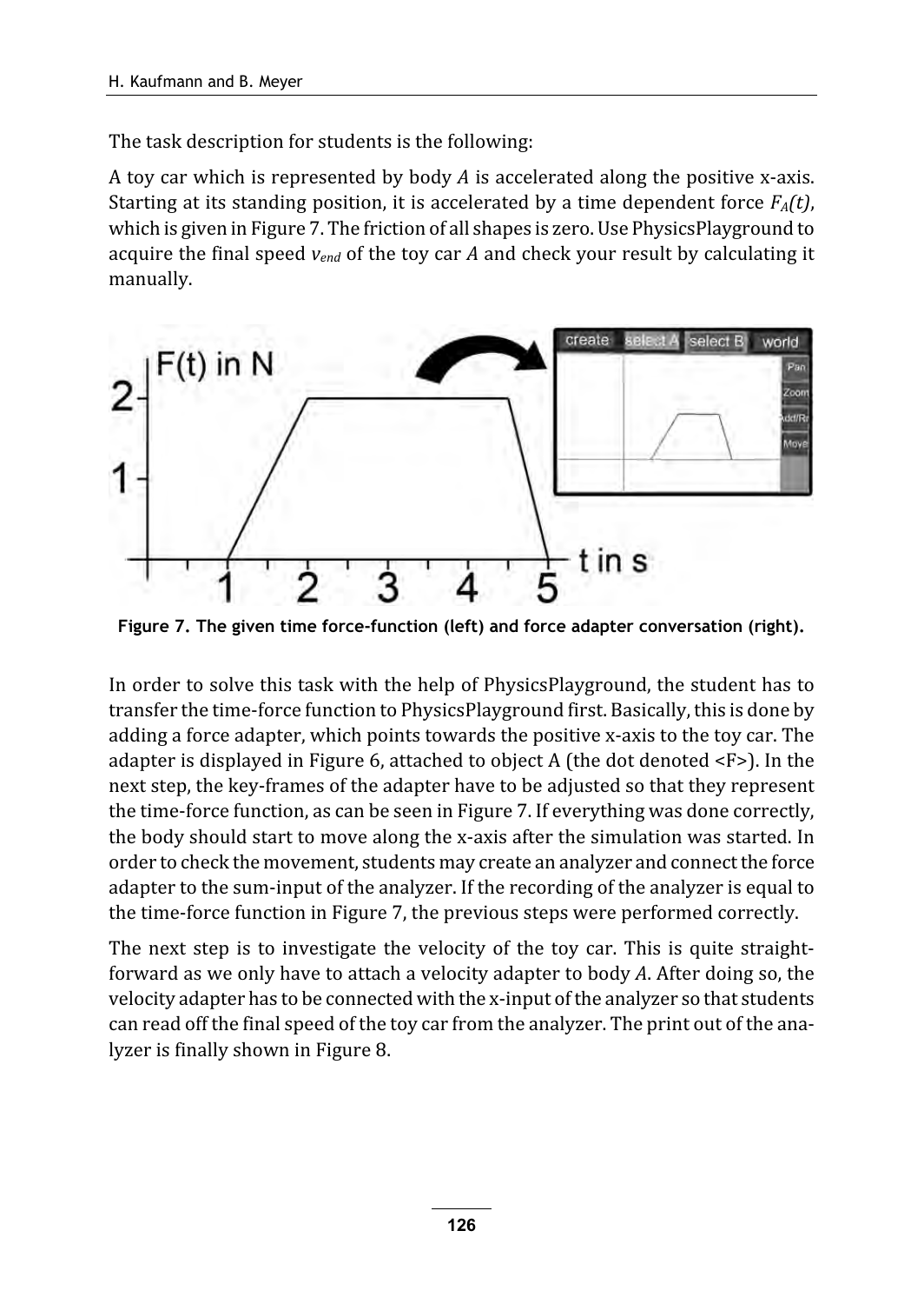The task description for students is the following:

A toy car which is represented by body *A* is accelerated along the positive x-axis. Starting at its standing position, it is accelerated by a time dependent force $F_A(t)$, which is given in Figure 7. The friction of all shapes is zero. Use PhysicsPlayground to acquire the final speed $v_{end}$ of the toy car *A* and check your result by calculating it manually.

**Figure 7. The given time force-function (left) and force adapter conversation (right).**

In order to solve this task with the help of PhysicsPlayground, the student has to transfer the time-force function to PhysicsPlayground first. Basically, this is done by adding a force adapter, which points towards the positive x-axis to the toy car. The adapter is displayed in Figure 6, attached to object A (the dot denoted <F>). In the next step, the key-frames of the adapter have to be adjusted so that they represent the time-force function, as can be seen in Figure 7. If everything was done correctly, the body should start to move along the x-axis after the simulation was started. In order to check the movement, students may create an analyzer and connect the force adapter to the sum-input of the analyzer. If the recording of the analyzer is equal to the time-force function in Figure 7, the previous steps were performed correctly.

The next step is to investigate the velocity of the toy car. This is quite straightforward as we only have to attach a velocity adapter to body *A*. After doing so, the velocity adapter has to be connected with the x-input of the analyzer so that students can read off the final speed of the toy car from the analyzer. The print out of the analyzer is finally shown in Figure 8.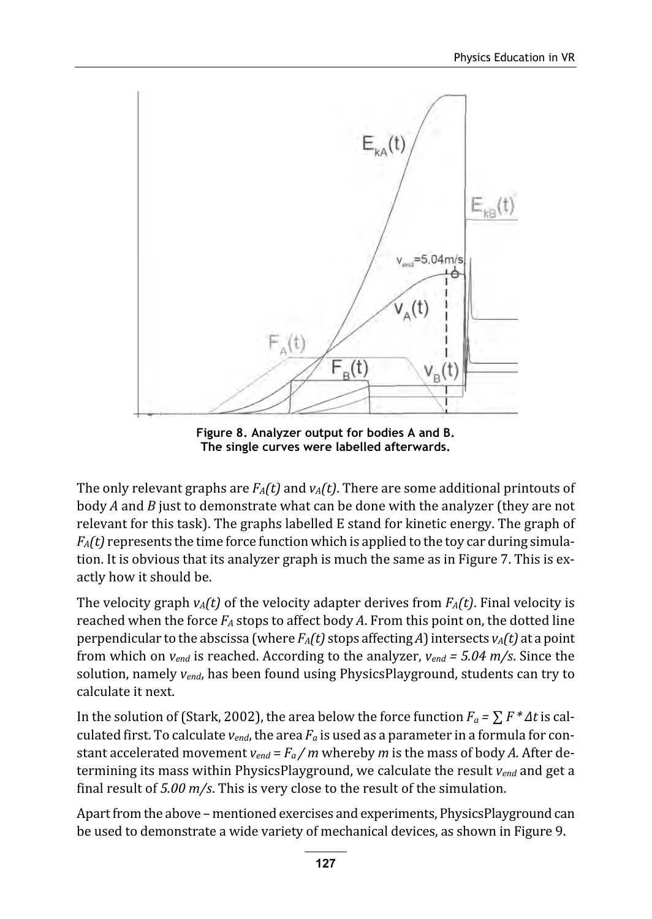**Figure 8. Analyzer output for bodies A and B. The single curves were labelled afterwards.**

The only relevant graphs are $F_A(t)$ and $v_A(t)$. There are some additional printouts of body *A* and *B* just to demonstrate what can be done with the analyzer (they are not relevant for this task). The graphs labelled E stand for kinetic energy. The graph of $F_A(t)$ represents the time force function which is applied to the toy car during simulation. It is obvious that its analyzer graph is much the same as in Figure 7. This is exactly how it should be.

The velocity graph $v_A(t)$ of the velocity adapter derives from $F_A(t)$. Final velocity is reached when the force $F_A$ stops to affect body *A*. From this point on, the dotted line perpendicular to the abscissa (where $F_A(t)$ stops affecting *A*) intersects $v_A(t)$ at a point from which on $v_{end}$ is reached. According to the analyzer, $v_{end} = 5.04$ *m/s*. Since the solution, namely $v_{end}$, has been found using PhysicsPlayground, students can try to calculate it next.

In the solution of (Stark, 2002), the area below the force function $F_a = \sum F * \Delta t$ is calculated first. To calculate $v_{end}$, the area $F_a$ is used as a parameter in a formula for constant accelerated movement $v_{end} = F_a / m$ whereby *m* is the mass of body *A.* After determining its mass within PhysicsPlayground, we calculate the result $v_{end}$ and get a final result of *5.00 m/s*. This is very close to the result of the simulation.

Apart from the above – mentioned exercises and experiments, PhysicsPlayground can be used to demonstrate a wide variety of mechanical devices, as shown in Figure 9.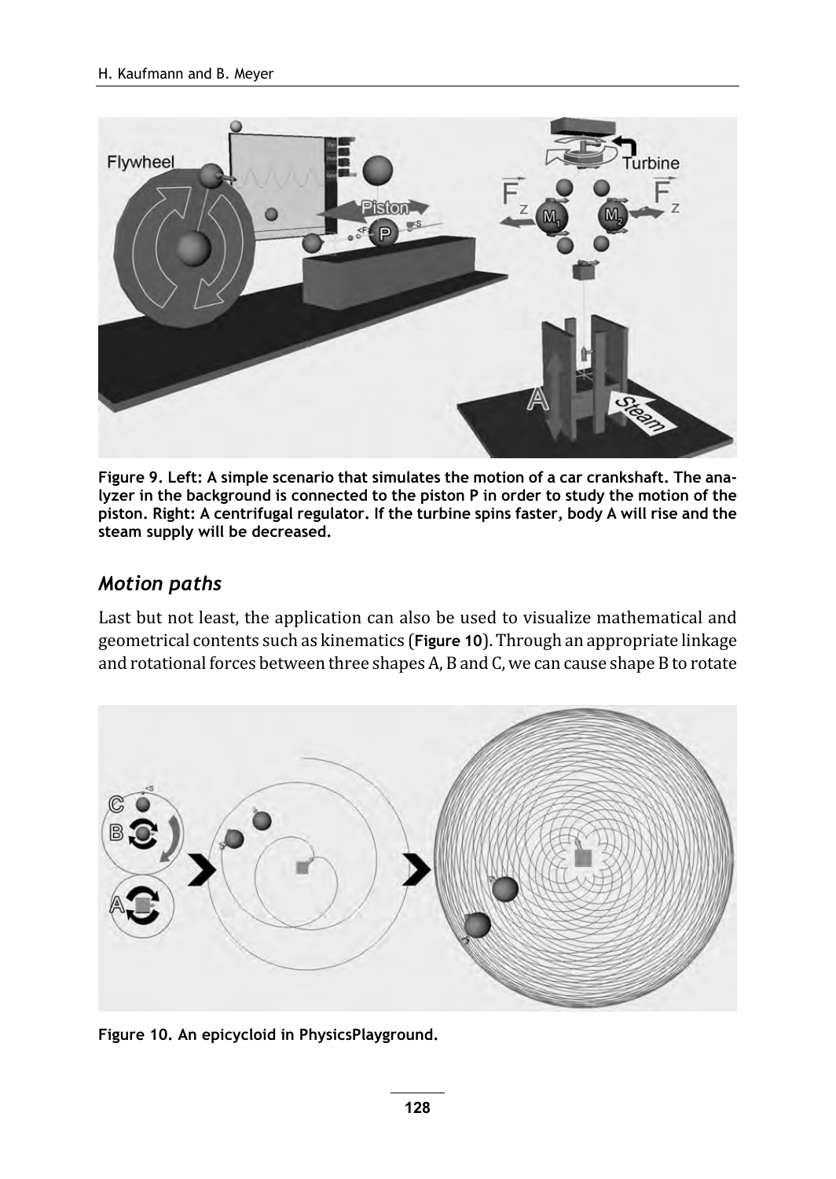Figure 9. Left: A simple scenario that simulates the motion of a car crankshaft. The analyzer in the background is connected to the piston P in order to study the motion of the piston. Right: A centrifugal regulator. If the turbine spins faster, body A will rise and the steam supply will be decreased.

## *Motion paths*

Last but not least, the application can also be used to visualize mathematical and geometrical contents such as kinematics (**Figure 10**). Through an appropriate linkage and rotational forces between three shapes A, B and C, we can cause shape B to rotate

Figure 10. An epicycloid in PhysicsPlayground.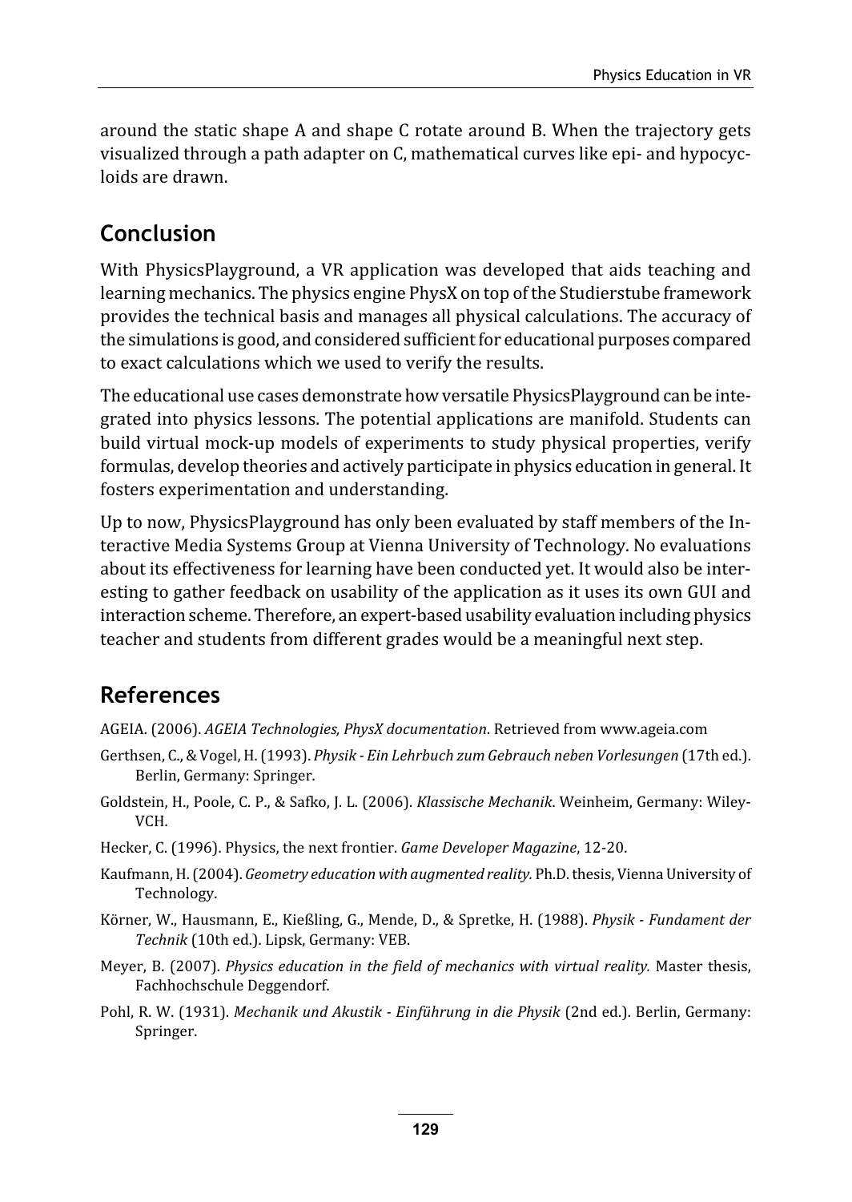around the static shape A and shape C rotate around B. When the trajectory gets visualized through a path adapter on C, mathematical curves like epi- and hypocycloids are drawn.

## Conclusion

With PhysicsPlayground, a VR application was developed that aids teaching and learning mechanics. The physics engine PhysX on top of the Studierstube framework provides the technical basis and manages all physical calculations. The accuracy of the simulations is good, and considered sufficient for educational purposes compared to exact calculations which we used to verify the results.

The educational use cases demonstrate how versatile PhysicsPlayground can be integrated into physics lessons. The potential applications are manifold. Students can build virtual mock-up models of experiments to study physical properties, verify formulas, develop theories and actively participate in physics education in general. It fosters experimentation and understanding.

Up to now, PhysicsPlayground has only been evaluated by staff members of the Interactive Media Systems Group at Vienna University of Technology. No evaluations about its effectiveness for learning have been conducted yet. It would also be interesting to gather feedback on usability of the application as it uses its own GUI and interaction scheme. Therefore, an expert-based usability evaluation including physics teacher and students from different grades would be a meaningful next step.

## References

AGEIA. (2006). *AGEIA Technologies, PhysX documentation*. Retrieved from www.ageia.com

Gerthsen, C., & Vogel, H. (1993). *Physik - Ein Lehrbuch zum Gebrauch neben Vorlesungen* (17th ed.). Berlin, Germany: Springer.

Goldstein, H., Poole, C. P., & Safko, J. L. (2006). *Klassische Mechanik*. Weinheim, Germany: Wiley-VCH.

Hecker, C. (1996). Physics, the next frontier. *Game Developer Magazine*, 12-20.

Kaufmann, H. (2004). *Geometry education with augmented reality.* Ph.D. thesis, Vienna University of Technology.

Körner, W., Hausmann, E., Kießling, G., Mende, D., & Spretke, H. (1988). *Physik - Fundament der Technik* (10th ed.). Lipsk, Germany: VEB.

Meyer, B. (2007). *Physics education in the field of mechanics with virtual reality.* Master thesis, Fachhochschule Deggendorf.

Pohl, R. W. (1931). *Mechanik und Akustik - Einführung in die Physik* (2nd ed.). Berlin, Germany: Springer.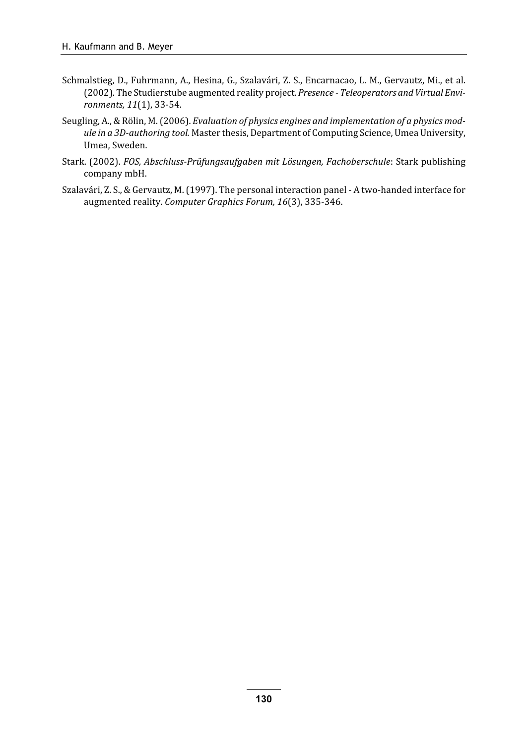Schmalstieg, D., Fuhrmann, A., Hesina, G., Szalavári, Z. S., Encarnacao, L. M., Gervautz, Mi., et al. (2002). The Studierstube augmented reality project. *Presence - Teleoperators and Virtual Environments, 11*(1), 33-54.

Seugling, A., & Rölin, M. (2006). *Evaluation of physics engines and implementation of a physics module in a 3D-authoring tool.* Master thesis, Department of Computing Science, Umea University, Umea, Sweden.

Stark. (2002). *FOS, Abschluss-Prüfungsaufgaben mit Lösungen, Fachoberschule*: Stark publishing company mbH.

Szalavári, Z. S., & Gervautz, M. (1997). The personal interaction panel - A two-handed interface for augmented reality. *Computer Graphics Forum, 16*(3), 335-346.